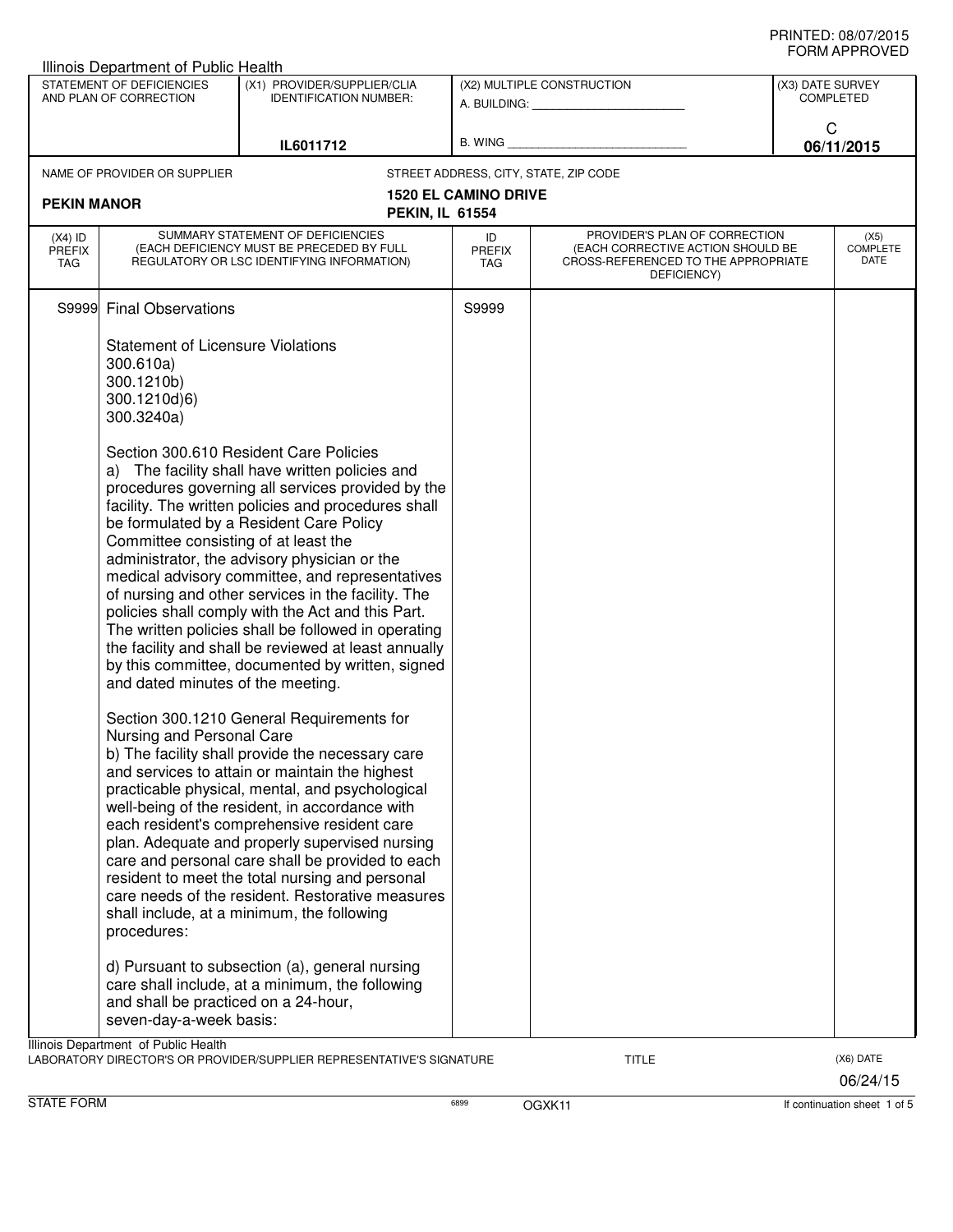PRINTED: 08/07/2015
FORM APPROVED

Illinois Department of Public Health

| STATEMENT OF DEFICIENCIES AND PLAN OF CORRECTION | (X1) PROVIDER/SUPPLIER/CLIA IDENTIFICATION NUMBER: | (X2) MULTIPLE CONSTRUCTION | (X3) DATE SURVEY COMPLETED |
|---|---|---|---|
| | IL6011712 | A. BUILDING: ______ B. WING ______ | C 06/11/2015 |

NAME OF PROVIDER OR SUPPLIER: **PEKIN MANOR**

STREET ADDRESS, CITY, STATE, ZIP CODE: **1520 EL CAMINO DRIVE, PEKIN, IL 61554**

| (X4) ID PREFIX TAG | SUMMARY STATEMENT OF DEFICIENCIES (EACH DEFICIENCY MUST BE PRECEDED BY FULL REGULATORY OR LSC IDENTIFYING INFORMATION) | ID PREFIX TAG | PROVIDER'S PLAN OF CORRECTION (EACH CORRECTIVE ACTION SHOULD BE CROSS-REFERENCED TO THE APPROPRIATE DEFICIENCY) | (X5) COMPLETE DATE |
|---|---|---|---|---|
| S9999 | Final Observations | S9999 | | |

Statement of Licensure Violations
300.610a)
300.1210b)
300.1210d)6)
300.3240a)

Section 300.610 Resident Care Policies
a) The facility shall have written policies and procedures governing all services provided by the facility. The written policies and procedures shall be formulated by a Resident Care Policy Committee consisting of at least the administrator, the advisory physician or the medical advisory committee, and representatives of nursing and other services in the facility. The policies shall comply with the Act and this Part. The written policies shall be followed in operating the facility and shall be reviewed at least annually by this committee, documented by written, signed and dated minutes of the meeting.

Section 300.1210 General Requirements for Nursing and Personal Care
b) The facility shall provide the necessary care and services to attain or maintain the highest practicable physical, mental, and psychological well-being of the resident, in accordance with each resident's comprehensive resident care plan. Adequate and properly supervised nursing care and personal care shall be provided to each resident to meet the total nursing and personal care needs of the resident. Restorative measures shall include, at a minimum, the following procedures:

d) Pursuant to subsection (a), general nursing care shall include, at a minimum, the following and shall be practiced on a 24-hour, seven-day-a-week basis:

Illinois Department of Public Health
LABORATORY DIRECTOR'S OR PROVIDER/SUPPLIER REPRESENTATIVE'S SIGNATURE | TITLE | (X6) DATE 06/24/15

STATE FORM 6899 OGXK11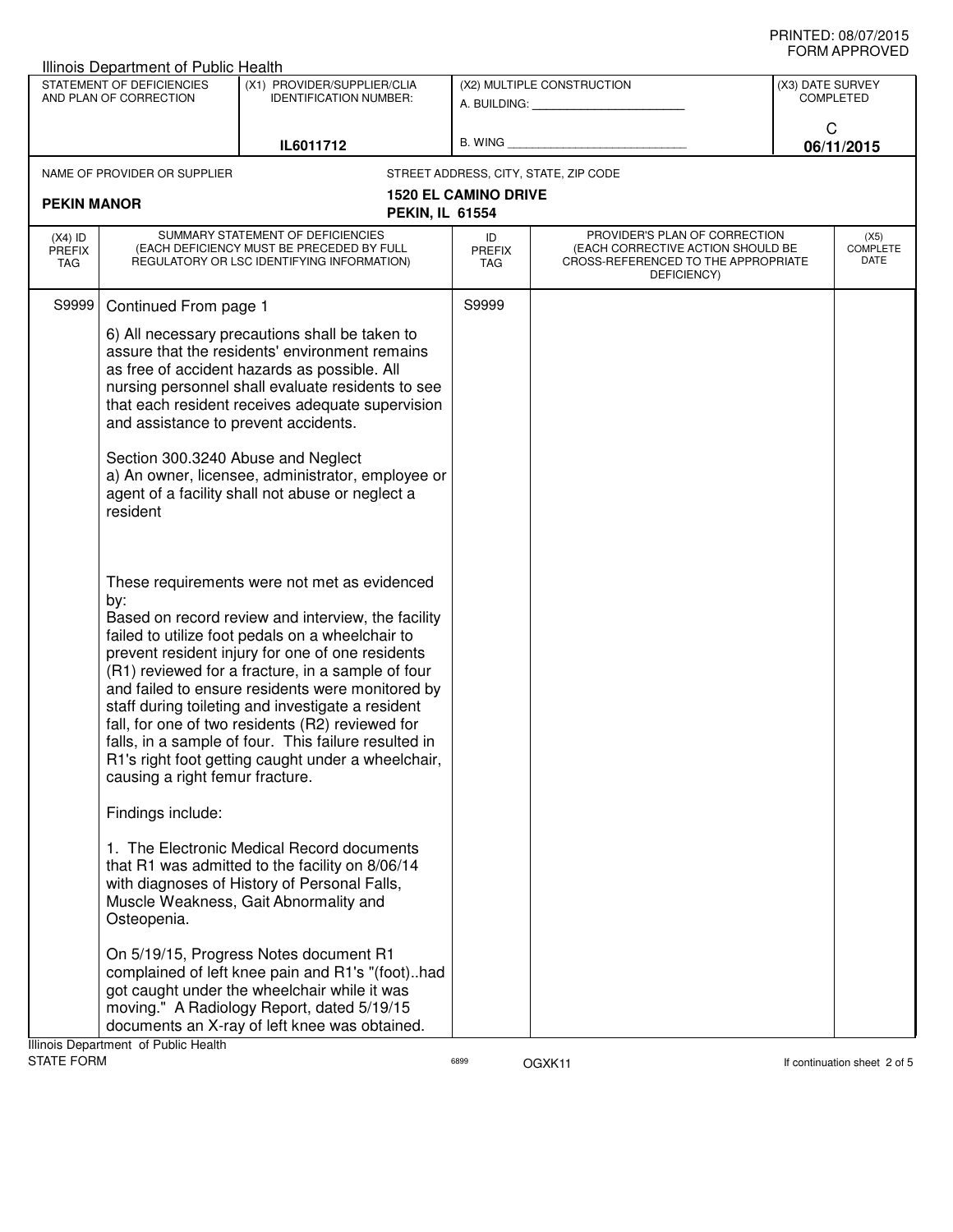| (X4) ID PREFIX TAG | SUMMARY STATEMENT OF DEFICIENCIES (EACH DEFICIENCY MUST BE PRECEDED BY FULL REGULATORY OR LSC IDENTIFYING INFORMATION) | ID PREFIX TAG | PROVIDER'S PLAN OF CORRECTION (EACH CORRECTIVE ACTION SHOULD BE CROSS-REFERENCED TO THE APPROPRIATE DEFICIENCY) | (X5) COMPLETE DATE |
|---|---|---|---|---|
| S9999 | Continued From page 1 | S9999 | | |

6) All necessary precautions shall be taken to assure that the residents' environment remains as free of accident hazards as possible. All nursing personnel shall evaluate residents to see that each resident receives adequate supervision and assistance to prevent accidents.

Section 300.3240 Abuse and Neglect
a) An owner, licensee, administrator, employee or agent of a facility shall not abuse or neglect a resident

These requirements were not met as evidenced by:
Based on record review and interview, the facility failed to utilize foot pedals on a wheelchair to prevent resident injury for one of one residents (R1) reviewed for a fracture, in a sample of four and failed to ensure residents were monitored by staff during toileting and investigate a resident fall, for one of two residents (R2) reviewed for falls, in a sample of four. This failure resulted in R1's right foot getting caught under a wheelchair, causing a right femur fracture.

Findings include:

1. The Electronic Medical Record documents that R1 was admitted to the facility on 8/06/14 with diagnoses of History of Personal Falls, Muscle Weakness, Gait Abnormality and Osteopenia.

On 5/19/15, Progress Notes document R1 complained of left knee pain and R1's "(foot)..had got caught under the wheelchair while it was moving." A Radiology Report, dated 5/19/15 documents an X-ray of left knee was obtained.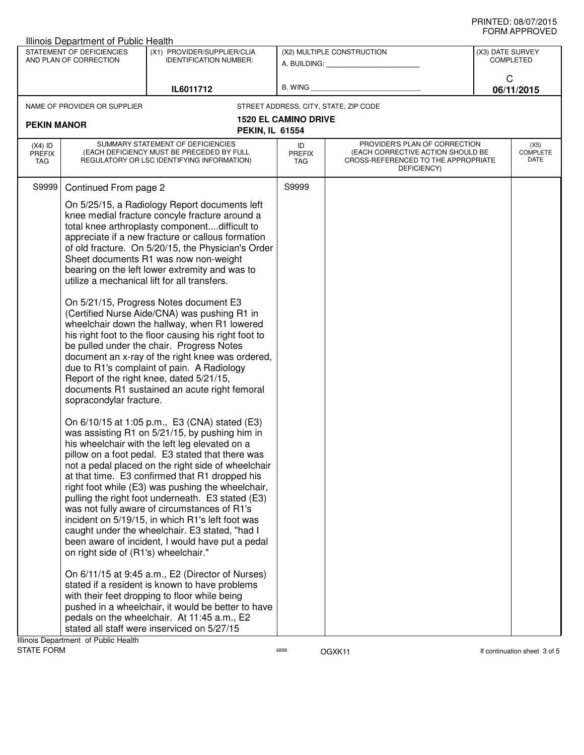Illinois Department of Public Health

| STATEMENT OF DEFICIENCIES AND PLAN OF CORRECTION | (X1) PROVIDER/SUPPLIER/CLIA IDENTIFICATION NUMBER: | (X2) MULTIPLE CONSTRUCTION | (X3) DATE SURVEY COMPLETED |
|---|---|---|---|
| | IL6011712 | A. BUILDING: ______ B. WING ______ | C 06/11/2015 |

NAME OF PROVIDER OR SUPPLIER: **PEKIN MANOR**

STREET ADDRESS, CITY, STATE, ZIP CODE: **1520 EL CAMINO DRIVE PEKIN, IL 61554**

| (X4) ID PREFIX TAG | SUMMARY STATEMENT OF DEFICIENCIES (EACH DEFICIENCY MUST BE PRECEDED BY FULL REGULATORY OR LSC IDENTIFYING INFORMATION) | ID PREFIX TAG | PROVIDER'S PLAN OF CORRECTION (EACH CORRECTIVE ACTION SHOULD BE CROSS-REFERENCED TO THE APPROPRIATE DEFICIENCY) | (X5) COMPLETE DATE |
|---|---|---|---|---|
| S9999 | Continued From page 2 | S9999 | | |

On 5/25/15, a Radiology Report documents left knee medial fracture concyle fracture around a total knee arthroplasty component....difficult to appreciate if a new fracture or callous formation of old fracture. On 5/20/15, the Physician's Order Sheet documents R1 was now non-weight bearing on the left lower extremity and was to utilize a mechanical lift for all transfers.

On 5/21/15, Progress Notes document E3 (Certified Nurse Aide/CNA) was pushing R1 in wheelchair down the hallway, when R1 lowered his right foot to the floor causing his right foot to be pulled under the chair. Progress Notes document an x-ray of the right knee was ordered, due to R1's complaint of pain. A Radiology Report of the right knee, dated 5/21/15, documents R1 sustained an acute right femoral sopracondylar fracture.

On 6/10/15 at 1:05 p.m., E3 (CNA) stated (E3) was assisting R1 on 5/21/15, by pushing him in his wheelchair with the left leg elevated on a pillow on a foot pedal. E3 stated that there was not a pedal placed on the right side of wheelchair at that time. E3 confirmed that R1 dropped his right foot while (E3) was pushing the wheelchair, pulling the right foot underneath. E3 stated (E3) was not fully aware of circumstances of R1's incident on 5/19/15, in which R1's left foot was caught under the wheelchair. E3 stated, "had I been aware of incident, I would have put a pedal on right side of (R1's) wheelchair."

On 6/11/15 at 9:45 a.m., E2 (Director of Nurses) stated if a resident is known to have problems with their feet dropping to floor while being pushed in a wheelchair, it would be better to have pedals on the wheelchair. At 11:45 a.m., E2 stated all staff were inserviced on 5/27/15

Illinois Department of Public Health
STATE FORM 6899 OGXK11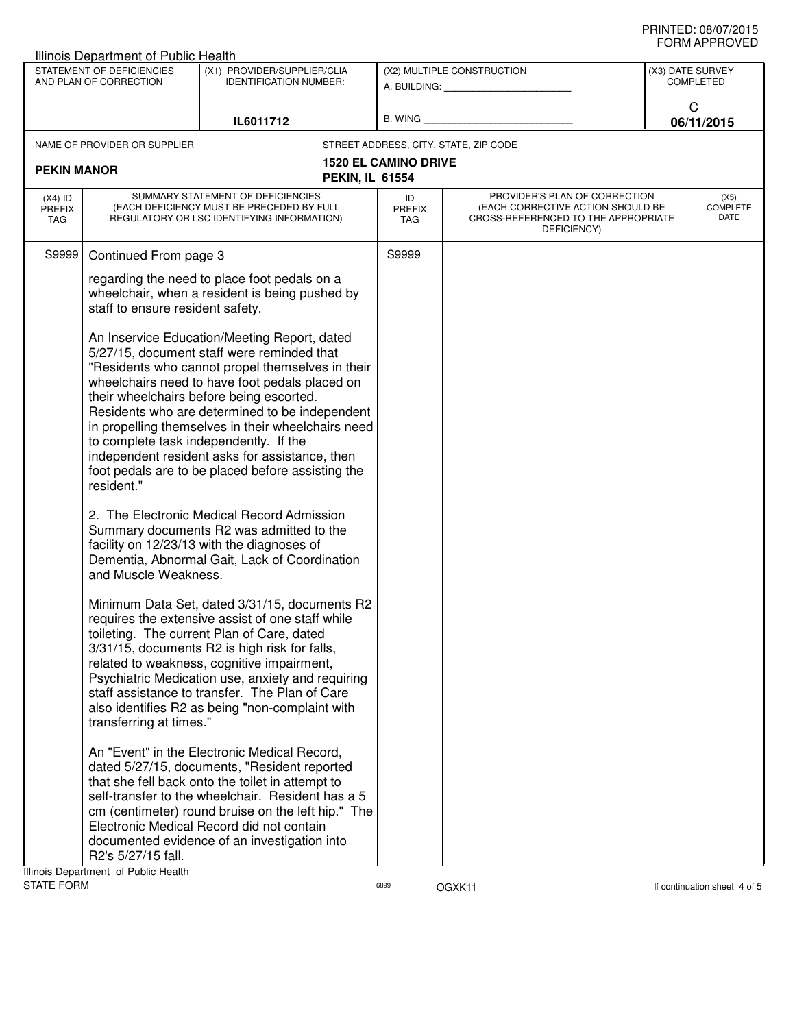PRINTED: 08/07/2015
FORM APPROVED

Illinois Department of Public Health

| STATEMENT OF DEFICIENCIES AND PLAN OF CORRECTION | (X1) PROVIDER/SUPPLIER/CLIA IDENTIFICATION NUMBER: | (X2) MULTIPLE CONSTRUCTION | (X3) DATE SURVEY COMPLETED |
|---|---|---|---|
| | IL6011712 | A. BUILDING: _______ B. WING _______ | C 06/11/2015 |

NAME OF PROVIDER OR SUPPLIER: **PEKIN MANOR**

STREET ADDRESS, CITY, STATE, ZIP CODE: **1520 EL CAMINO DRIVE PEKIN, IL 61554**

| (X4) ID PREFIX TAG | SUMMARY STATEMENT OF DEFICIENCIES (EACH DEFICIENCY MUST BE PRECEDED BY FULL REGULATORY OR LSC IDENTIFYING INFORMATION) | ID PREFIX TAG | PROVIDER'S PLAN OF CORRECTION (EACH CORRECTIVE ACTION SHOULD BE CROSS-REFERENCED TO THE APPROPRIATE DEFICIENCY) | (X5) COMPLETE DATE |
|---|---|---|---|---|
| S9999 | Continued From page 3<br><br>regarding the need to place foot pedals on a wheelchair, when a resident is being pushed by staff to ensure resident safety.<br><br>An Inservice Education/Meeting Report, dated 5/27/15, document staff were reminded that "Residents who cannot propel themselves in their wheelchairs need to have foot pedals placed on their wheelchairs before being escorted. Residents who are determined to be independent in propelling themselves in their wheelchairs need to complete task independently. If the independent resident asks for assistance, then foot pedals are to be placed before assisting the resident."<br><br>2. The Electronic Medical Record Admission Summary documents R2 was admitted to the facility on 12/23/13 with the diagnoses of Dementia, Abnormal Gait, Lack of Coordination and Muscle Weakness.<br><br>Minimum Data Set, dated 3/31/15, documents R2 requires the extensive assist of one staff while toileting. The current Plan of Care, dated 3/31/15, documents R2 is high risk for falls, related to weakness, cognitive impairment, Psychiatric Medication use, anxiety and requiring staff assistance to transfer. The Plan of Care also identifies R2 as being "non-complaint with transferring at times."<br><br>An "Event" in the Electronic Medical Record, dated 5/27/15, documents, "Resident reported that she fell back onto the toilet in attempt to self-transfer to the wheelchair. Resident has a 5 cm (centimeter) round bruise on the left hip." The Electronic Medical Record did not contain documented evidence of an investigation into R2's 5/27/15 fall. | S9999 | | |

Illinois Department of Public Health
STATE FORM 6899 OGXK11 If continuation sheet 4 of 5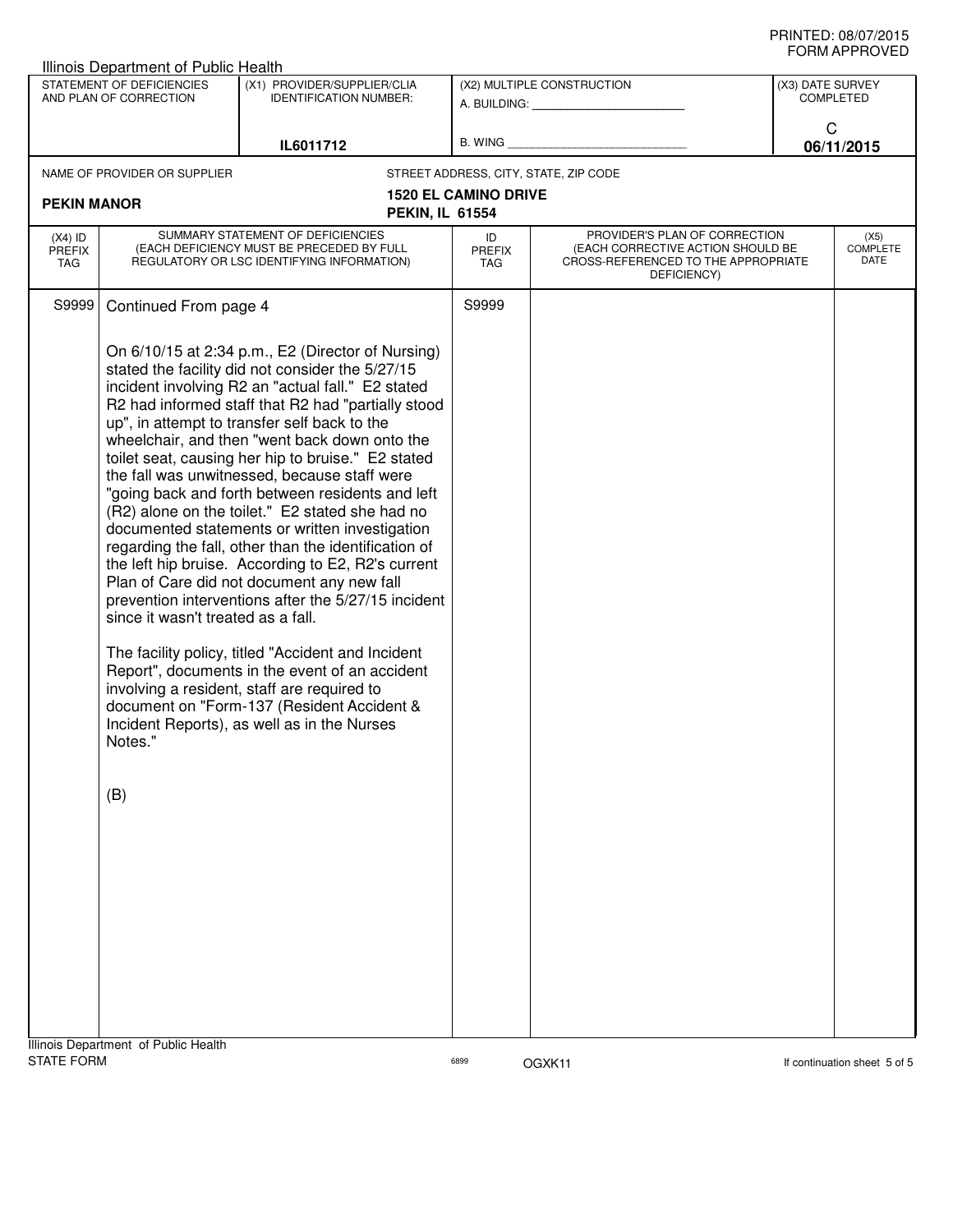Illinois Department of Public Health

| STATEMENT OF DEFICIENCIES AND PLAN OF CORRECTION | (X1) PROVIDER/SUPPLIER/CLIA IDENTIFICATION NUMBER: | (X2) MULTIPLE CONSTRUCTION | (X3) DATE SURVEY COMPLETED |
|---|---|---|---|
| | IL6011712 | A. BUILDING: ______ B. WING ______ | C 06/11/2015 |

| NAME OF PROVIDER OR SUPPLIER | STREET ADDRESS, CITY, STATE, ZIP CODE |
|---|---|
| PEKIN MANOR | 1520 EL CAMINO DRIVE PEKIN, IL 61554 |

| (X4) ID PREFIX TAG | SUMMARY STATEMENT OF DEFICIENCIES (EACH DEFICIENCY MUST BE PRECEDED BY FULL REGULATORY OR LSC IDENTIFYING INFORMATION) | ID PREFIX TAG | PROVIDER'S PLAN OF CORRECTION (EACH CORRECTIVE ACTION SHOULD BE CROSS-REFERENCED TO THE APPROPRIATE DEFICIENCY) | (X5) COMPLETE DATE |
|---|---|---|---|---|
| S9999 | Continued From page 4 | S9999 | | |

On 6/10/15 at 2:34 p.m., E2 (Director of Nursing) stated the facility did not consider the 5/27/15 incident involving R2 an "actual fall." E2 stated R2 had informed staff that R2 had "partially stood up", in attempt to transfer self back to the wheelchair, and then "went back down onto the toilet seat, causing her hip to bruise." E2 stated the fall was unwitnessed, because staff were "going back and forth between residents and left (R2) alone on the toilet." E2 stated she had no documented statements or written investigation regarding the fall, other than the identification of the left hip bruise. According to E2, R2's current Plan of Care did not document any new fall prevention interventions after the 5/27/15 incident since it wasn't treated as a fall.

The facility policy, titled "Accident and Incident Report", documents in the event of an accident involving a resident, staff are required to document on "Form-137 (Resident Accident & Incident Reports), as well as in the Nurses Notes."

(B)